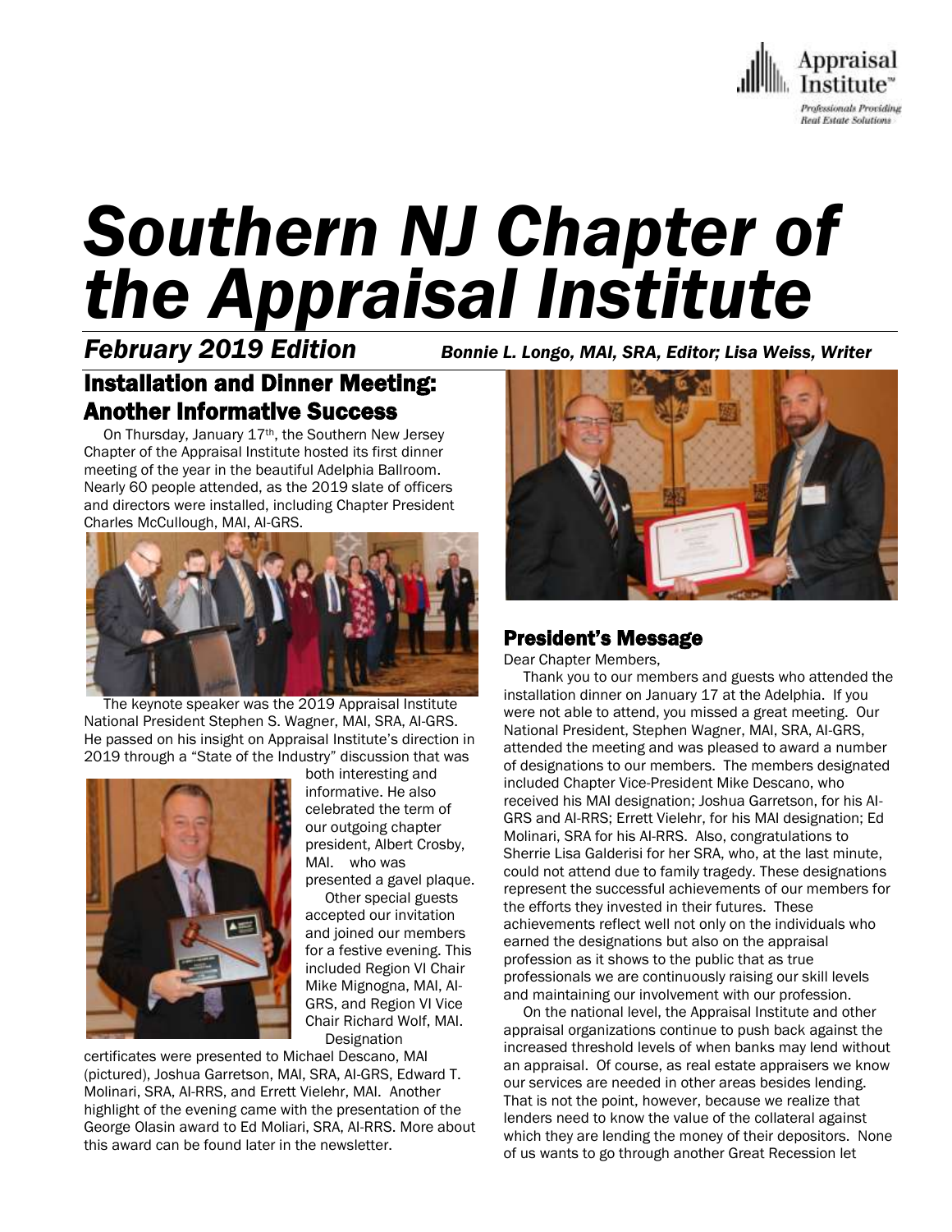# Southern NJ Chapter of the Appraisal Institute

***February 2019 Edition*** — *Bonnie L. Longo, MAI, SRA, Editor; Lisa Weiss, Writer*

## Installation and Dinner Meeting: Another Informative Success

On Thursday, January 17th, the Southern New Jersey Chapter of the Appraisal Institute hosted its first dinner meeting of the year in the beautiful Adelphia Ballroom. Nearly 60 people attended, as the 2019 slate of officers and directors were installed, including Chapter President Charles McCullough, MAI, AI-GRS.

The keynote speaker was the 2019 Appraisal Institute National President Stephen S. Wagner, MAI, SRA, AI-GRS. He passed on his insight on Appraisal Institute's direction in 2019 through a "State of the Industry" discussion that was both interesting and informative. He also celebrated the term of our outgoing chapter president, Albert Crosby, MAI. who was presented a gavel plaque.

Other special guests accepted our invitation and joined our members for a festive evening. This included Region VI Chair Mike Mignogna, MAI, AI-GRS, and Region VI Vice Chair Richard Wolf, MAI. Designation certificates were presented to Michael Descano, MAI (pictured), Joshua Garretson, MAI, SRA, AI-GRS, Edward T. Molinari, SRA, AI-RRS, and Errett Vielehr, MAI. Another highlight of the evening came with the presentation of the George Olasin award to Ed Moliari, SRA, AI-RRS. More about this award can be found later in the newsletter.

## President's Message

Dear Chapter Members,

Thank you to our members and guests who attended the installation dinner on January 17 at the Adelphia. If you were not able to attend, you missed a great meeting. Our National President, Stephen Wagner, MAI, SRA, AI-GRS, attended the meeting and was pleased to award a number of designations to our members. The members designated included Chapter Vice-President Mike Descano, who received his MAI designation; Joshua Garretson, for his AI-GRS and AI-RRS; Errett Vielehr, for his MAI designation; Ed Molinari, SRA for his AI-RRS. Also, congratulations to Sherrie Lisa Galderisi for her SRA, who, at the last minute, could not attend due to family tragedy. These designations represent the successful achievements of our members for the efforts they invested in their futures. These achievements reflect well not only on the individuals who earned the designations but also on the appraisal profession as it shows to the public that as true professionals we are continuously raising our skill levels and maintaining our involvement with our profession.

On the national level, the Appraisal Institute and other appraisal organizations continue to push back against the increased threshold levels of when banks may lend without an appraisal. Of course, as real estate appraisers we know our services are needed in other areas besides lending. That is not the point, however, because we realize that lenders need to know the value of the collateral against which they are lending the money of their depositors. None of us wants to go through another Great Recession let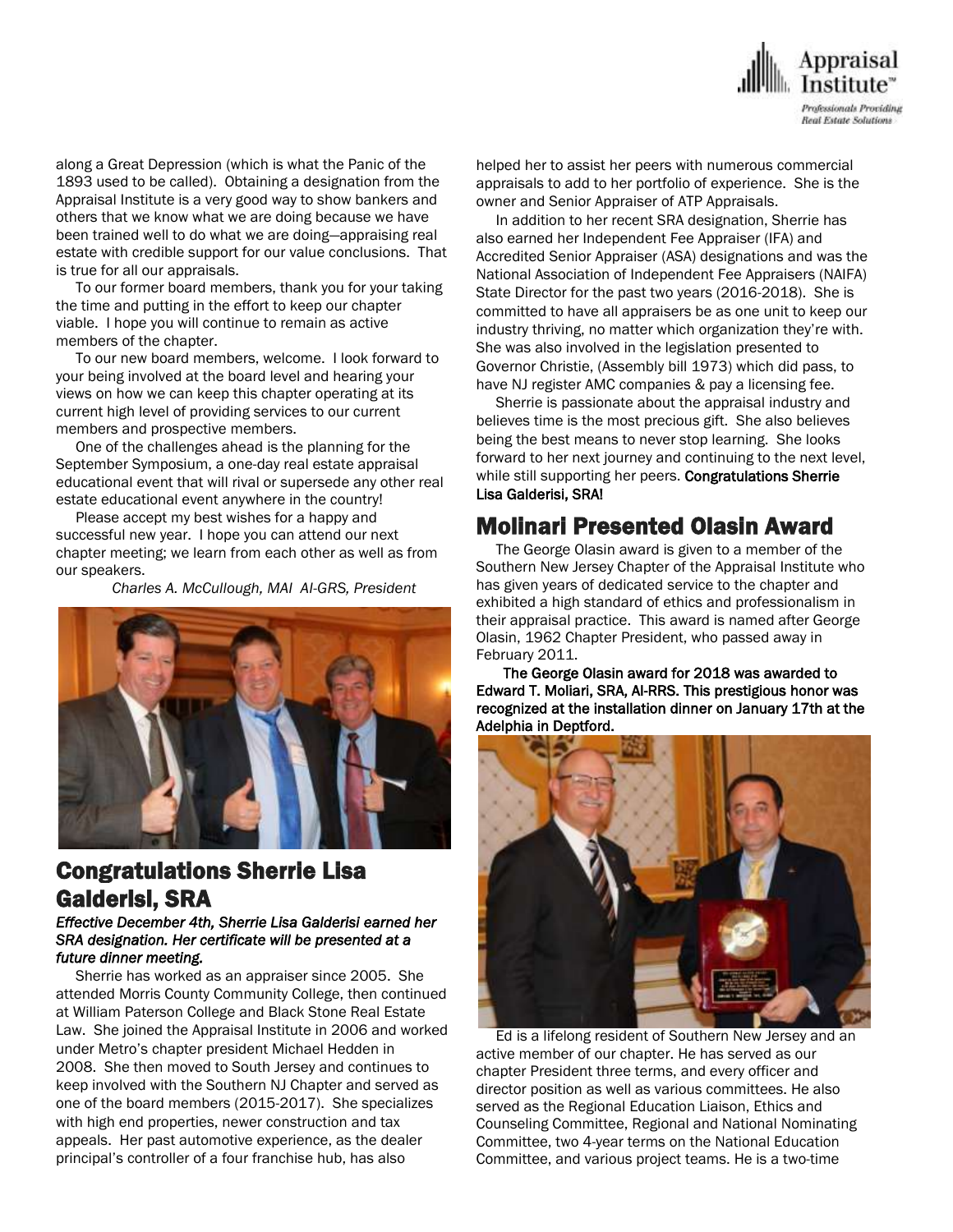along a Great Depression (which is what the Panic of the 1893 used to be called). Obtaining a designation from the Appraisal Institute is a very good way to show bankers and others that we know what we are doing because we have been trained well to do what we are doing—appraising real estate with credible support for our value conclusions. That is true for all our appraisals.

To our former board members, thank you for your taking the time and putting in the effort to keep our chapter viable. I hope you will continue to remain as active members of the chapter.

To our new board members, welcome. I look forward to your being involved at the board level and hearing your views on how we can keep this chapter operating at its current high level of providing services to our current members and prospective members.

One of the challenges ahead is the planning for the September Symposium, a one-day real estate appraisal educational event that will rival or supersede any other real estate educational event anywhere in the country!

Please accept my best wishes for a happy and successful new year. I hope you can attend our next chapter meeting; we learn from each other as well as from our speakers.

*Charles A. McCullough, MAI AI-GRS, President*

## Congratulations Sherrie Lisa Galderisi, SRA

***Effective December 4th, Sherrie Lisa Galderisi earned her SRA designation. Her certificate will be presented at a future dinner meeting.***

Sherrie has worked as an appraiser since 2005. She attended Morris County Community College, then continued at William Paterson College and Black Stone Real Estate Law. She joined the Appraisal Institute in 2006 and worked under Metro's chapter president Michael Hedden in 2008. She then moved to South Jersey and continues to keep involved with the Southern NJ Chapter and served as one of the board members (2015-2017). She specializes with high end properties, newer construction and tax appeals. Her past automotive experience, as the dealer principal's controller of a four franchise hub, has also helped her to assist her peers with numerous commercial appraisals to add to her portfolio of experience. She is the owner and Senior Appraiser of ATP Appraisals.

In addition to her recent SRA designation, Sherrie has also earned her Independent Fee Appraiser (IFA) and Accredited Senior Appraiser (ASA) designations and was the National Association of Independent Fee Appraisers (NAIFA) State Director for the past two years (2016-2018). She is committed to have all appraisers be as one unit to keep our industry thriving, no matter which organization they're with. She was also involved in the legislation presented to Governor Christie, (Assembly bill 1973) which did pass, to have NJ register AMC companies & pay a licensing fee.

Sherrie is passionate about the appraisal industry and believes time is the most precious gift. She also believes being the best means to never stop learning. She looks forward to her next journey and continuing to the next level, while still supporting her peers. **Congratulations Sherrie Lisa Galderisi, SRA!**

## Molinari Presented Olasin Award

The George Olasin award is given to a member of the Southern New Jersey Chapter of the Appraisal Institute who has given years of dedicated service to the chapter and exhibited a high standard of ethics and professionalism in their appraisal practice. This award is named after George Olasin, 1962 Chapter President, who passed away in February 2011.

**The George Olasin award for 2018 was awarded to Edward T. Moliari, SRA, AI-RRS. This prestigious honor was recognized at the installation dinner on January 17th at the Adelphia in Deptford.**

Ed is a lifelong resident of Southern New Jersey and an active member of our chapter. He has served as our chapter President three terms, and every officer and director position as well as various committees. He also served as the Regional Education Liaison, Ethics and Counseling Committee, Regional and National Nominating Committee, two 4-year terms on the National Education Committee, and various project teams. He is a two-time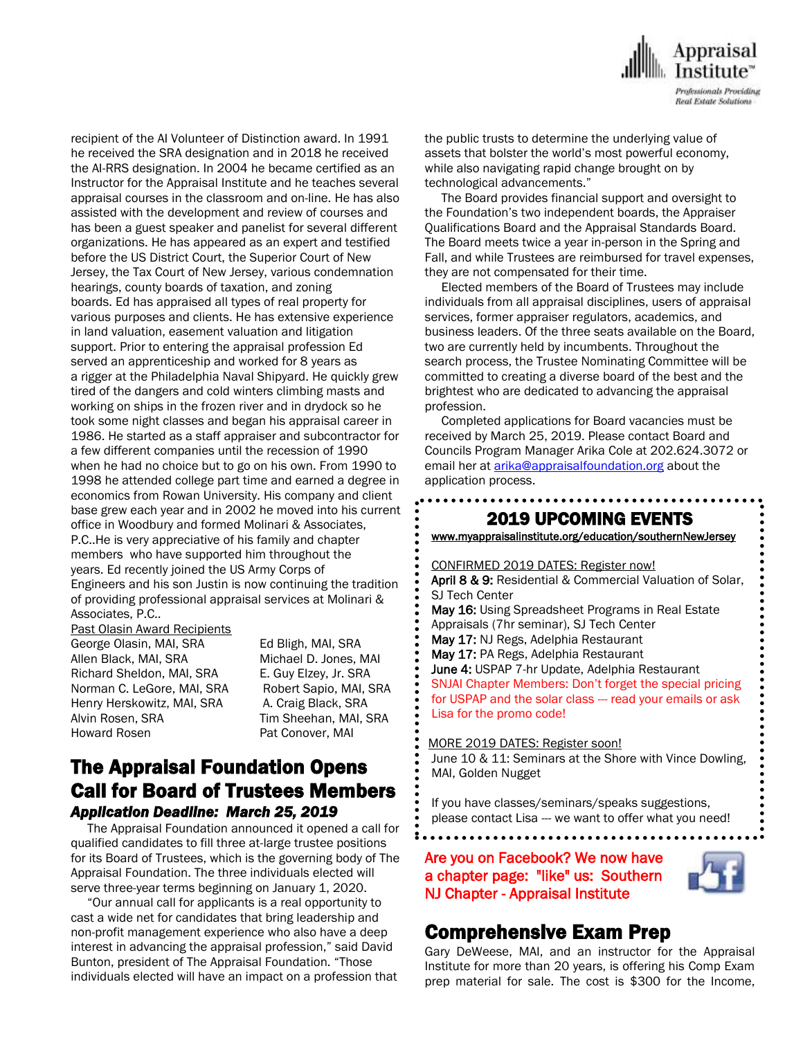recipient of the AI Volunteer of Distinction award. In 1991 he received the SRA designation and in 2018 he received the AI-RRS designation. In 2004 he became certified as an Instructor for the Appraisal Institute and he teaches several appraisal courses in the classroom and on-line. He has also assisted with the development and review of courses and has been a guest speaker and panelist for several different organizations. He has appeared as an expert and testified before the US District Court, the Superior Court of New Jersey, the Tax Court of New Jersey, various condemnation hearings, county boards of taxation, and zoning boards. Ed has appraised all types of real property for various purposes and clients. He has extensive experience in land valuation, easement valuation and litigation support. Prior to entering the appraisal profession Ed served an apprenticeship and worked for 8 years as a rigger at the Philadelphia Naval Shipyard. He quickly grew tired of the dangers and cold winters climbing masts and working on ships in the frozen river and in drydock so he took some night classes and began his appraisal career in 1986. He started as a staff appraiser and subcontractor for a few different companies until the recession of 1990 when he had no choice but to go on his own. From 1990 to 1998 he attended college part time and earned a degree in economics from Rowan University. His company and client base grew each year and in 2002 he moved into his current office in Woodbury and formed Molinari & Associates, P.C..He is very appreciative of his family and chapter members who have supported him throughout the years. Ed recently joined the US Army Corps of Engineers and his son Justin is now continuing the tradition of providing professional appraisal services at Molinari & Associates, P.C..

Past Olasin Award Recipients

| | |
|---|---|
| George Olasin, MAI, SRA | Ed Bligh, MAI, SRA |
| Allen Black, MAI, SRA | Michael D. Jones, MAI |
| Richard Sheldon, MAI, SRA | E. Guy Elzey, Jr. SRA |
| Norman C. LeGore, MAI, SRA | Robert Sapio, MAI, SRA |
| Henry Herskowitz, MAI, SRA | A. Craig Black, SRA |
| Alvin Rosen, SRA | Tim Sheehan, MAI, SRA |
| Howard Rosen | Pat Conover, MAI |

## The Appraisal Foundation Opens Call for Board of Trustees Members

***Application Deadline: March 25, 2019***

The Appraisal Foundation announced it opened a call for qualified candidates to fill three at-large trustee positions for its Board of Trustees, which is the governing body of The Appraisal Foundation. The three individuals elected will serve three-year terms beginning on January 1, 2020.

"Our annual call for applicants is a real opportunity to cast a wide net for candidates that bring leadership and non-profit management experience who also have a deep interest in advancing the appraisal profession," said David Bunton, president of The Appraisal Foundation. "Those individuals elected will have an impact on a profession that the public trusts to determine the underlying value of assets that bolster the world's most powerful economy, while also navigating rapid change brought on by technological advancements."

The Board provides financial support and oversight to the Foundation's two independent boards, the Appraiser Qualifications Board and the Appraisal Standards Board. The Board meets twice a year in-person in the Spring and Fall, and while Trustees are reimbursed for travel expenses, they are not compensated for their time.

Elected members of the Board of Trustees may include individuals from all appraisal disciplines, users of appraisal services, former appraiser regulators, academics, and business leaders. Of the three seats available on the Board, two are currently held by incumbents. Throughout the search process, the Trustee Nominating Committee will be committed to creating a diverse board of the best and the brightest who are dedicated to advancing the appraisal profession.

Completed applications for Board vacancies must be received by March 25, 2019. Please contact Board and Councils Program Manager Arika Cole at 202.624.3072 or email her at arika@appraisalfoundation.org about the application process.

## 2019 UPCOMING EVENTS

www.myappraisalinstitute.org/education/southernNewJersey

CONFIRMED 2019 DATES: Register now!

**April 8 & 9:** Residential & Commercial Valuation of Solar, SJ Tech Center
**May 16:** Using Spreadsheet Programs in Real Estate Appraisals (7hr seminar), SJ Tech Center
**May 17:** NJ Regs, Adelphia Restaurant
**May 17:** PA Regs, Adelphia Restaurant
**June 4:** USPAP 7-hr Update, Adelphia Restaurant
SNJAI Chapter Members: Don't forget the special pricing for USPAP and the solar class --- read your emails or ask Lisa for the promo code!

MORE 2019 DATES: Register soon!
June 10 & 11: Seminars at the Shore with Vince Dowling, MAI, Golden Nugget

If you have classes/seminars/speaks suggestions, please contact Lisa --- we want to offer what you need!

**Are you on Facebook? We now have a chapter page: "like" us: Southern NJ Chapter - Appraisal Institute**

## Comprehensive Exam Prep

Gary DeWeese, MAI, and an instructor for the Appraisal Institute for more than 20 years, is offering his Comp Exam prep material for sale. The cost is $300 for the Income,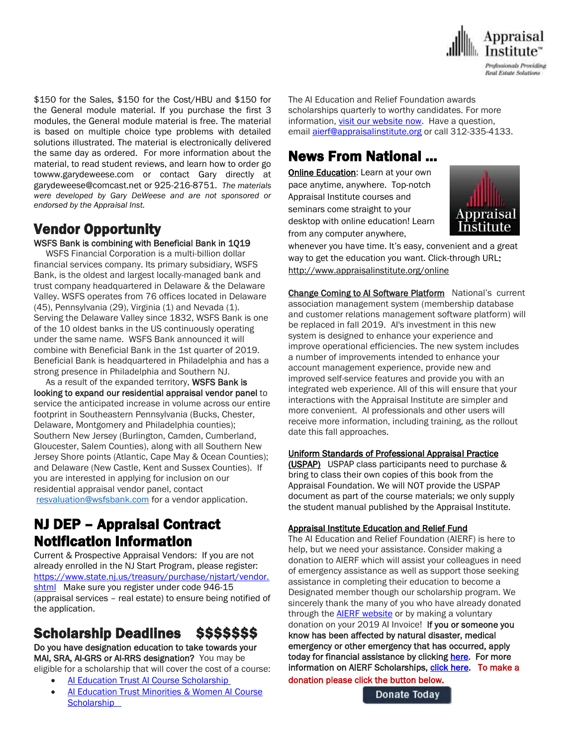$150 for the Sales, $150 for the Cost/HBU and $150 for the General module material. If you purchase the first 3 modules, the General module material is free. The material is based on multiple choice type problems with detailed solutions illustrated. The material is electronically delivered the same day as ordered. For more information about the material, to read student reviews, and learn how to order go towww.garydeweese.com or contact Gary directly at garydeweese@comcast.net or 925-216-8751. *The materials were developed by Gary DeWeese and are not sponsored or endorsed by the Appraisal Inst.*

## Vendor Opportunity

**WSFS Bank is combining with Beneficial Bank in 1Q19**

WSFS Financial Corporation is a multi-billion dollar financial services company. Its primary subsidiary, WSFS Bank, is the oldest and largest locally-managed bank and trust company headquartered in Delaware & the Delaware Valley. WSFS operates from 76 offices located in Delaware (45), Pennsylvania (29), Virginia (1) and Nevada (1). Serving the Delaware Valley since 1832, WSFS Bank is one of the 10 oldest banks in the US continuously operating under the same name. WSFS Bank announced it will combine with Beneficial Bank in the 1st quarter of 2019. Beneficial Bank is headquartered in Philadelphia and has a strong presence in Philadelphia and Southern NJ.

As a result of the expanded territory, **WSFS Bank is looking to expand our residential appraisal vendor panel** to service the anticipated increase in volume across our entire footprint in Southeastern Pennsylvania (Bucks, Chester, Delaware, Montgomery and Philadelphia counties); Southern New Jersey (Burlington, Camden, Cumberland, Gloucester, Salem Counties), along with all Southern New Jersey Shore points (Atlantic, Cape May & Ocean Counties); and Delaware (New Castle, Kent and Sussex Counties). If you are interested in applying for inclusion on our residential appraisal vendor panel, contact resvaluation@wsfsbank.com for a vendor application.

## NJ DEP – Appraisal Contract Notification Information

Current & Prospective Appraisal Vendors: If you are not already enrolled in the NJ Start Program, please register: https://www.state.nj.us/treasury/purchase/njstart/vendor.shtml Make sure you register under code 946-15 (appraisal services – real estate) to ensure being notified of the application.

## Scholarship Deadlines $$$$$$$

**Do you have designation education to take towards your MAI, SRA, AI-GRS or AI-RRS designation?** You may be eligible for a scholarship that will cover the cost of a course:

- AI Education Trust AI Course Scholarship
- AI Education Trust Minorities & Women AI Course Scholarship

The AI Education and Relief Foundation awards scholarships quarterly to worthy candidates. For more information, visit our website now. Have a question, email aierf@appraisalinstitute.org or call 312-335-4133.

## News From National ...

**Online Education**: Learn at your own pace anytime, anywhere. Top-notch Appraisal Institute courses and seminars come straight to your desktop with online education! Learn from any computer anywhere, whenever you have time. It's easy, convenient and a great way to get the education you want. Click-through URL: http://www.appraisalinstitute.org/online

**Change Coming to AI Software Platform** National's current association management system (membership database and customer relations management software platform) will be replaced in fall 2019. AI's investment in this new system is designed to enhance your experience and improve operational efficiencies. The new system includes a number of improvements intended to enhance your account management experience, provide new and improved self-service features and provide you with an integrated web experience. All of this will ensure that your interactions with the Appraisal Institute are simpler and more convenient. AI professionals and other users will receive more information, including training, as the rollout date this fall approaches.

**Uniform Standards of Professional Appraisal Practice (USPAP)** USPAP class participants need to purchase & bring to class their own copies of this book from the Appraisal Foundation. We will NOT provide the USPAP document as part of the course materials; we only supply the student manual published by the Appraisal Institute.

**Appraisal Institute Education and Relief Fund**

The AI Education and Relief Foundation (AIERF) is here to help, but we need your assistance. Consider making a donation to AIERF which will assist your colleagues in need of emergency assistance as well as support those seeking assistance in completing their education to become a Designated member though our scholarship program. We sincerely thank the many of you who have already donated through the AIERF website or by making a voluntary donation on your 2019 AI Invoice! **If you or someone you know has been affected by natural disaster, medical emergency or other emergency that has occurred, apply today for financial assistance by clicking here. For more information on AIERF Scholarships, click here. To make a donation please click the button below.**

Donate Today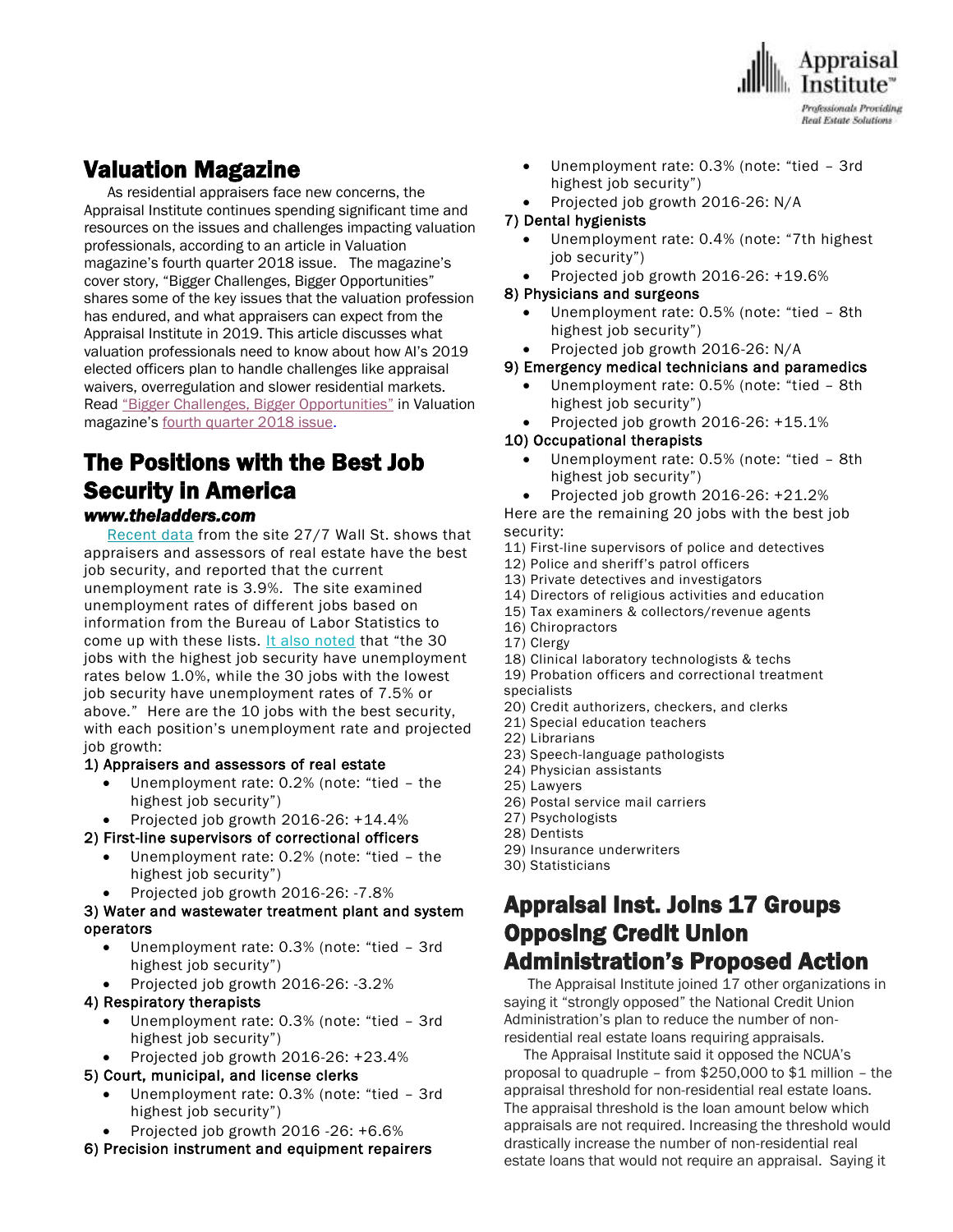## Valuation Magazine

As residential appraisers face new concerns, the Appraisal Institute continues spending significant time and resources on the issues and challenges impacting valuation professionals, according to an article in Valuation magazine's fourth quarter 2018 issue. The magazine's cover story, "Bigger Challenges, Bigger Opportunities" shares some of the key issues that the valuation profession has endured, and what appraisers can expect from the Appraisal Institute in 2019. This article discusses what valuation professionals need to know about how AI's 2019 elected officers plan to handle challenges like appraisal waivers, overregulation and slower residential markets. Read "Bigger Challenges, Bigger Opportunities" in Valuation magazine's fourth quarter 2018 issue.

## The Positions with the Best Job Security in America

### *www.theladders.com*

Recent data from the site 27/7 Wall St. shows that appraisers and assessors of real estate have the best job security, and reported that the current unemployment rate is 3.9%. The site examined unemployment rates of different jobs based on information from the Bureau of Labor Statistics to come up with these lists. It also noted that "the 30 jobs with the highest job security have unemployment rates below 1.0%, while the 30 jobs with the lowest job security have unemployment rates of 7.5% or above." Here are the 10 jobs with the best security, with each position's unemployment rate and projected job growth:

1) Appraisers and assessors of real estate
- Unemployment rate: 0.2% (note: "tied – the highest job security")
- Projected job growth 2016-26: +14.4%

2) First-line supervisors of correctional officers
- Unemployment rate: 0.2% (note: "tied – the highest job security")
- Projected job growth 2016-26: -7.8%

3) Water and wastewater treatment plant and system operators
- Unemployment rate: 0.3% (note: "tied – 3rd highest job security")
- Projected job growth 2016-26: -3.2%

4) Respiratory therapists
- Unemployment rate: 0.3% (note: "tied – 3rd highest job security")
- Projected job growth 2016-26: +23.4%

5) Court, municipal, and license clerks
- Unemployment rate: 0.3% (note: "tied – 3rd highest job security")
- Projected job growth 2016 -26: +6.6%

6) Precision instrument and equipment repairers
- Unemployment rate: 0.3% (note: "tied – 3rd highest job security")
- Projected job growth 2016-26: N/A

7) Dental hygienists
- Unemployment rate: 0.4% (note: "7th highest job security")
- Projected job growth 2016-26: +19.6%

8) Physicians and surgeons
- Unemployment rate: 0.5% (note: "tied – 8th highest job security")
- Projected job growth 2016-26: N/A

9) Emergency medical technicians and paramedics
- Unemployment rate: 0.5% (note: "tied – 8th highest job security")
- Projected job growth 2016-26: +15.1%

10) Occupational therapists
- Unemployment rate: 0.5% (note: "tied – 8th highest job security")
- Projected job growth 2016-26: +21.2%

Here are the remaining 20 jobs with the best job security:

11) First-line supervisors of police and detectives
12) Police and sheriff's patrol officers
13) Private detectives and investigators
14) Directors of religious activities and education
15) Tax examiners & collectors/revenue agents
16) Chiropractors
17) Clergy
18) Clinical laboratory technologists & techs
19) Probation officers and correctional treatment specialists
20) Credit authorizers, checkers, and clerks
21) Special education teachers
22) Librarians
23) Speech-language pathologists
24) Physician assistants
25) Lawyers
26) Postal service mail carriers
27) Psychologists
28) Dentists
29) Insurance underwriters
30) Statisticians

## Appraisal Inst. Joins 17 Groups Opposing Credit Union Administration's Proposed Action

The Appraisal Institute joined 17 other organizations in saying it "strongly opposed" the National Credit Union Administration's plan to reduce the number of non-residential real estate loans requiring appraisals.

The Appraisal Institute said it opposed the NCUA's proposal to quadruple – from $250,000 to $1 million – the appraisal threshold for non-residential real estate loans. The appraisal threshold is the loan amount below which appraisals are not required. Increasing the threshold would drastically increase the number of non-residential real estate loans that would not require an appraisal. Saying it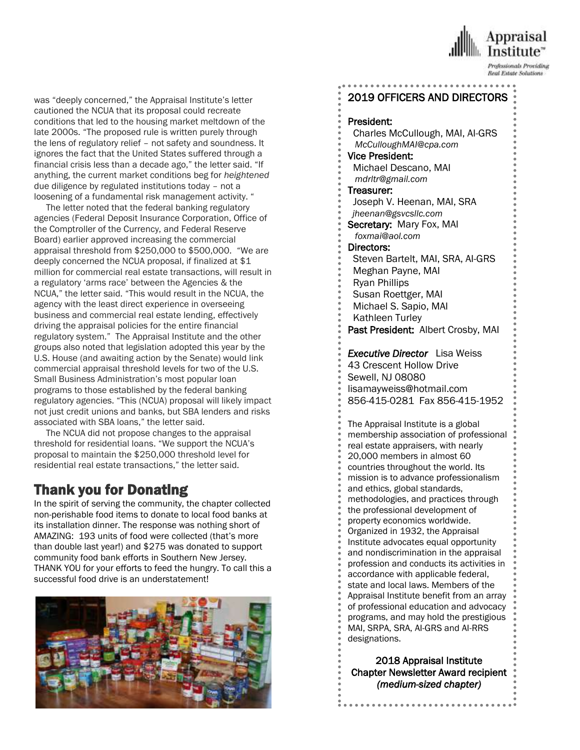was "deeply concerned," the Appraisal Institute's letter cautioned the NCUA that its proposal could recreate conditions that led to the housing market meltdown of the late 2000s. "The proposed rule is written purely through the lens of regulatory relief – not safety and soundness. It ignores the fact that the United States suffered through a financial crisis less than a decade ago," the letter said. "If anything, the current market conditions beg for *heightened* due diligence by regulated institutions today – not a loosening of a fundamental risk management activity. "

The letter noted that the federal banking regulatory agencies (Federal Deposit Insurance Corporation, Office of the Comptroller of the Currency, and Federal Reserve Board) earlier approved increasing the commercial appraisal threshold from $250,000 to $500,000. "We are deeply concerned the NCUA proposal, if finalized at $1 million for commercial real estate transactions, will result in a regulatory 'arms race' between the Agencies & the NCUA," the letter said. "This would result in the NCUA, the agency with the least direct experience in overseeing business and commercial real estate lending, effectively driving the appraisal policies for the entire financial regulatory system." The Appraisal Institute and the other groups also noted that legislation adopted this year by the U.S. House (and awaiting action by the Senate) would link commercial appraisal threshold levels for two of the U.S. Small Business Administration's most popular loan programs to those established by the federal banking regulatory agencies. "This (NCUA) proposal will likely impact not just credit unions and banks, but SBA lenders and risks associated with SBA loans," the letter said.

The NCUA did not propose changes to the appraisal threshold for residential loans. "We support the NCUA's proposal to maintain the $250,000 threshold level for residential real estate transactions," the letter said.

## Thank you for Donating

In the spirit of serving the community, the chapter collected non-perishable food items to donate to local food banks at its installation dinner. The response was nothing short of AMAZING: 193 units of food were collected (that's more than double last year!) and $275 was donated to support community food bank efforts in Southern New Jersey. THANK YOU for your efforts to feed the hungry. To call this a successful food drive is an understatement!

Appraisal Institute™
*Professionals Providing Real Estate Solutions*

### 2019 OFFICERS AND DIRECTORS

**President:**
Charles McCullough, MAI, AI-GRS
*McCulloughMAI@cpa.com*

**Vice President:**
Michael Descano, MAI
*mdrltr@gmail.com*

**Treasurer:**
Joseph V. Heenan, MAI, SRA
*jheenan@gsvcsllc.com*

**Secretary:** Mary Fox, MAI
*foxmai@aol.com*

**Directors:**
Steven Bartelt, MAI, SRA, AI-GRS
Meghan Payne, MAI
Ryan Phillips
Susan Roettger, MAI
Michael S. Sapio, MAI
Kathleen Turley

**Past President:** Albert Crosby, MAI

***Executive Director*** Lisa Weiss
43 Crescent Hollow Drive
Sewell, NJ 08080
lisamayweiss@hotmail.com
856-415-0281 Fax 856-415-1952

The Appraisal Institute is a global membership association of professional real estate appraisers, with nearly 20,000 members in almost 60 countries throughout the world. Its mission is to advance professionalism and ethics, global standards, methodologies, and practices through the professional development of property economics worldwide. Organized in 1932, the Appraisal Institute advocates equal opportunity and nondiscrimination in the appraisal profession and conducts its activities in accordance with applicable federal, state and local laws. Members of the Appraisal Institute benefit from an array of professional education and advocacy programs, and may hold the prestigious MAI, SRPA, SRA, AI-GRS and AI-RRS designations.

2018 Appraisal Institute
Chapter Newsletter Award recipient
*(medium-sized chapter)*